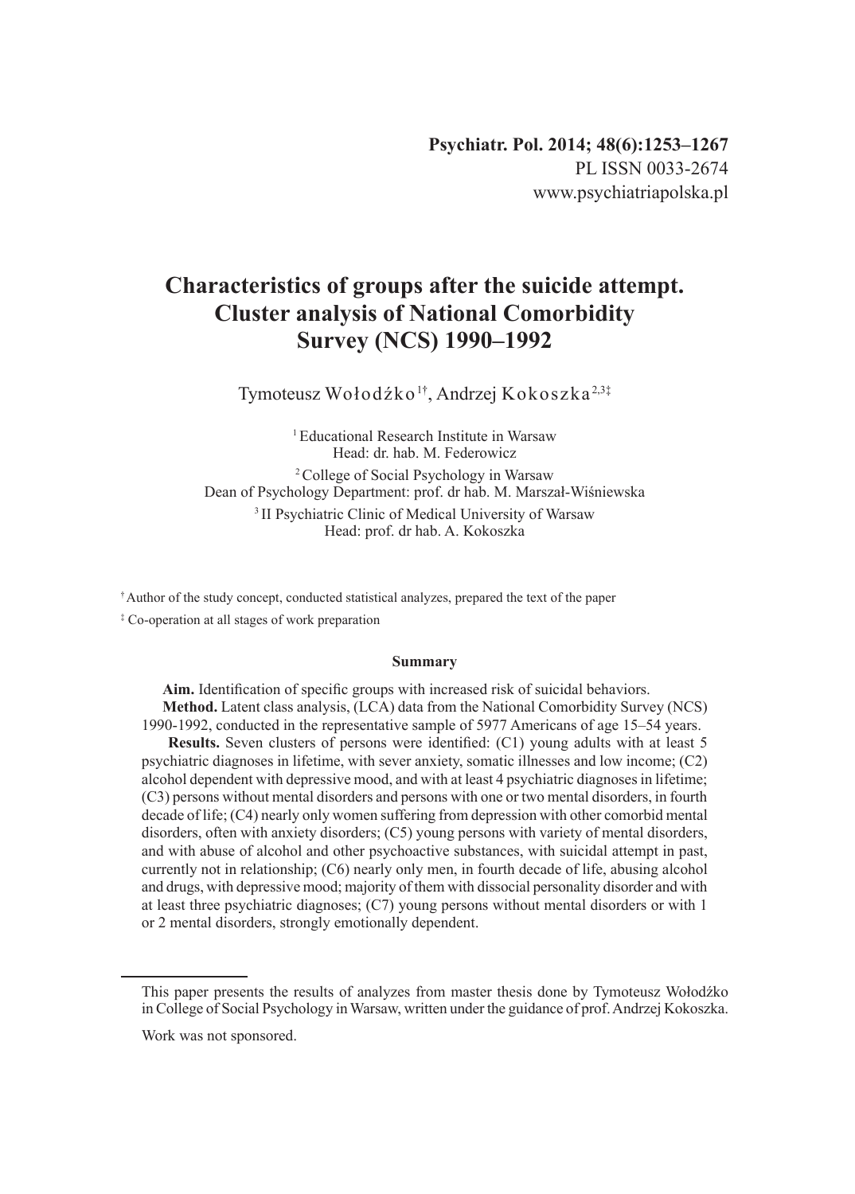Psychiatr. Pol. 2014; 48(6):1253–1267
PL ISSN 0033-2674
www.psychiatriapolska.pl

# Characteristics of groups after the suicide attempt. Cluster analysis of National Comorbidity Survey (NCS) 1990–1992

Tymoteusz Wołodźko[1†], Andrzej Kokoszka[2,3‡]

[1] Educational Research Institute in Warsaw
Head: dr. hab. M. Federowicz

[2] College of Social Psychology in Warsaw
Dean of Psychology Department: prof. dr hab. M. Marszał-Wiśniewska

[3] II Psychiatric Clinic of Medical University of Warsaw
Head: prof. dr hab. A. Kokoszka

[†] Author of the study concept, conducted statistical analyzes, prepared the text of the paper

[‡] Co-operation at all stages of work preparation

### Summary

**Aim.** Identification of specific groups with increased risk of suicidal behaviors.

**Method.** Latent class analysis, (LCA) data from the National Comorbidity Survey (NCS) 1990-1992, conducted in the representative sample of 5977 Americans of age 15–54 years.

**Results.** Seven clusters of persons were identified: (C1) young adults with at least 5 psychiatric diagnoses in lifetime, with sever anxiety, somatic illnesses and low income; (C2) alcohol dependent with depressive mood, and with at least 4 psychiatric diagnoses in lifetime; (C3) persons without mental disorders and persons with one or two mental disorders, in fourth decade of life; (C4) nearly only women suffering from depression with other comorbid mental disorders, often with anxiety disorders; (C5) young persons with variety of mental disorders, and with abuse of alcohol and other psychoactive substances, with suicidal attempt in past, currently not in relationship; (C6) nearly only men, in fourth decade of life, abusing alcohol and drugs, with depressive mood; majority of them with dissocial personality disorder and with at least three psychiatric diagnoses; (C7) young persons without mental disorders or with 1 or 2 mental disorders, strongly emotionally dependent.

---

This paper presents the results of analyzes from master thesis done by Tymoteusz Wołodźko in College of Social Psychology in Warsaw, written under the guidance of prof. Andrzej Kokoszka.

Work was not sponsored.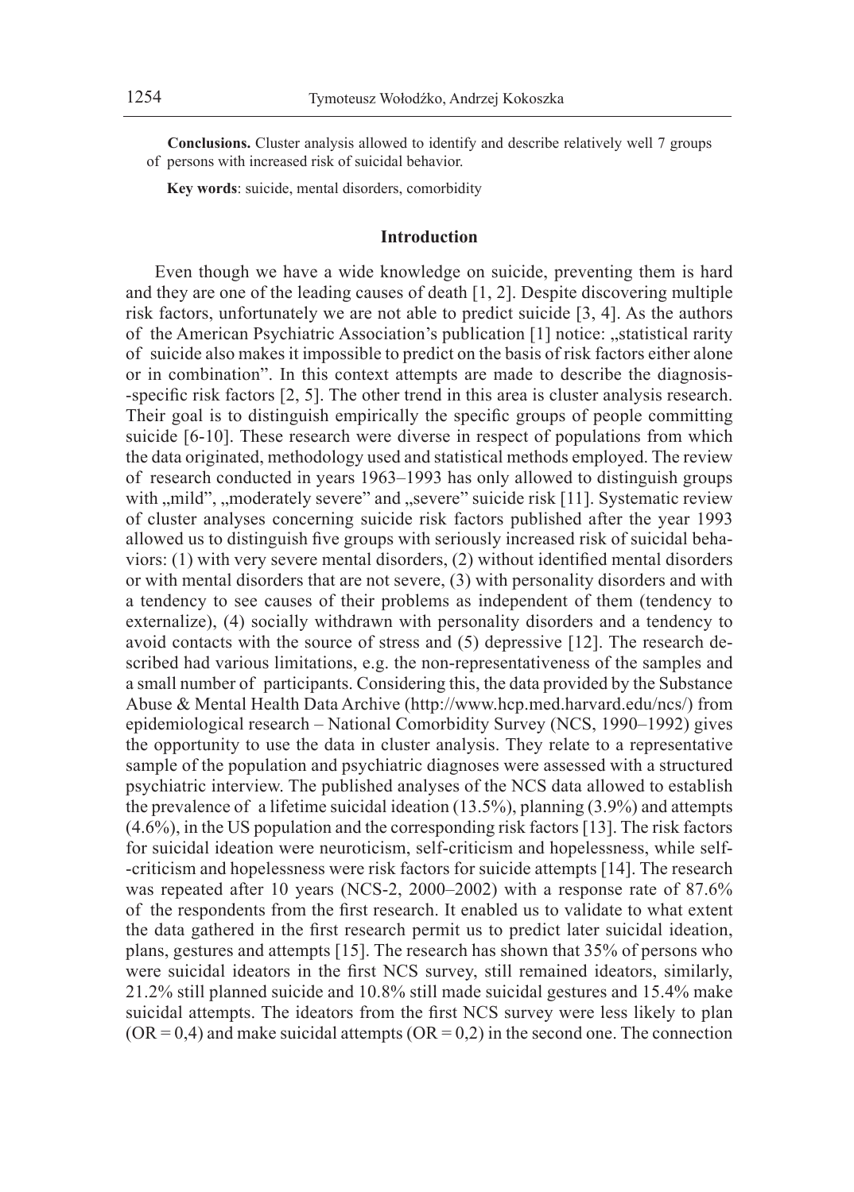**Conclusions.** Cluster analysis allowed to identify and describe relatively well 7 groups of persons with increased risk of suicidal behavior.

**Key words**: suicide, mental disorders, comorbidity

## Introduction

Even though we have a wide knowledge on suicide, preventing them is hard and they are one of the leading causes of death [1, 2]. Despite discovering multiple risk factors, unfortunately we are not able to predict suicide [3, 4]. As the authors of the American Psychiatric Association's publication [1] notice: „statistical rarity of suicide also makes it impossible to predict on the basis of risk factors either alone or in combination". In this context attempts are made to describe the diagnosis-specific risk factors [2, 5]. The other trend in this area is cluster analysis research. Their goal is to distinguish empirically the specific groups of people committing suicide [6-10]. These research were diverse in respect of populations from which the data originated, methodology used and statistical methods employed. The review of research conducted in years 1963–1993 has only allowed to distinguish groups with „mild", „moderately severe" and „severe" suicide risk [11]. Systematic review of cluster analyses concerning suicide risk factors published after the year 1993 allowed us to distinguish five groups with seriously increased risk of suicidal behaviors: (1) with very severe mental disorders, (2) without identified mental disorders or with mental disorders that are not severe, (3) with personality disorders and with a tendency to see causes of their problems as independent of them (tendency to externalize), (4) socially withdrawn with personality disorders and a tendency to avoid contacts with the source of stress and (5) depressive [12]. The research described had various limitations, e.g. the non-representativeness of the samples and a small number of participants. Considering this, the data provided by the Substance Abuse & Mental Health Data Archive (http://www.hcp.med.harvard.edu/ncs/) from epidemiological research – National Comorbidity Survey (NCS, 1990–1992) gives the opportunity to use the data in cluster analysis. They relate to a representative sample of the population and psychiatric diagnoses were assessed with a structured psychiatric interview. The published analyses of the NCS data allowed to establish the prevalence of a lifetime suicidal ideation (13.5%), planning (3.9%) and attempts (4.6%), in the US population and the corresponding risk factors [13]. The risk factors for suicidal ideation were neuroticism, self-criticism and hopelessness, while self-criticism and hopelessness were risk factors for suicide attempts [14]. The research was repeated after 10 years (NCS-2, 2000–2002) with a response rate of 87.6% of the respondents from the first research. It enabled us to validate to what extent the data gathered in the first research permit us to predict later suicidal ideation, plans, gestures and attempts [15]. The research has shown that 35% of persons who were suicidal ideators in the first NCS survey, still remained ideators, similarly, 21.2% still planned suicide and 10.8% still made suicidal gestures and 15.4% make suicidal attempts. The ideators from the first NCS survey were less likely to plan (OR = 0,4) and make suicidal attempts (OR = 0,2) in the second one. The connection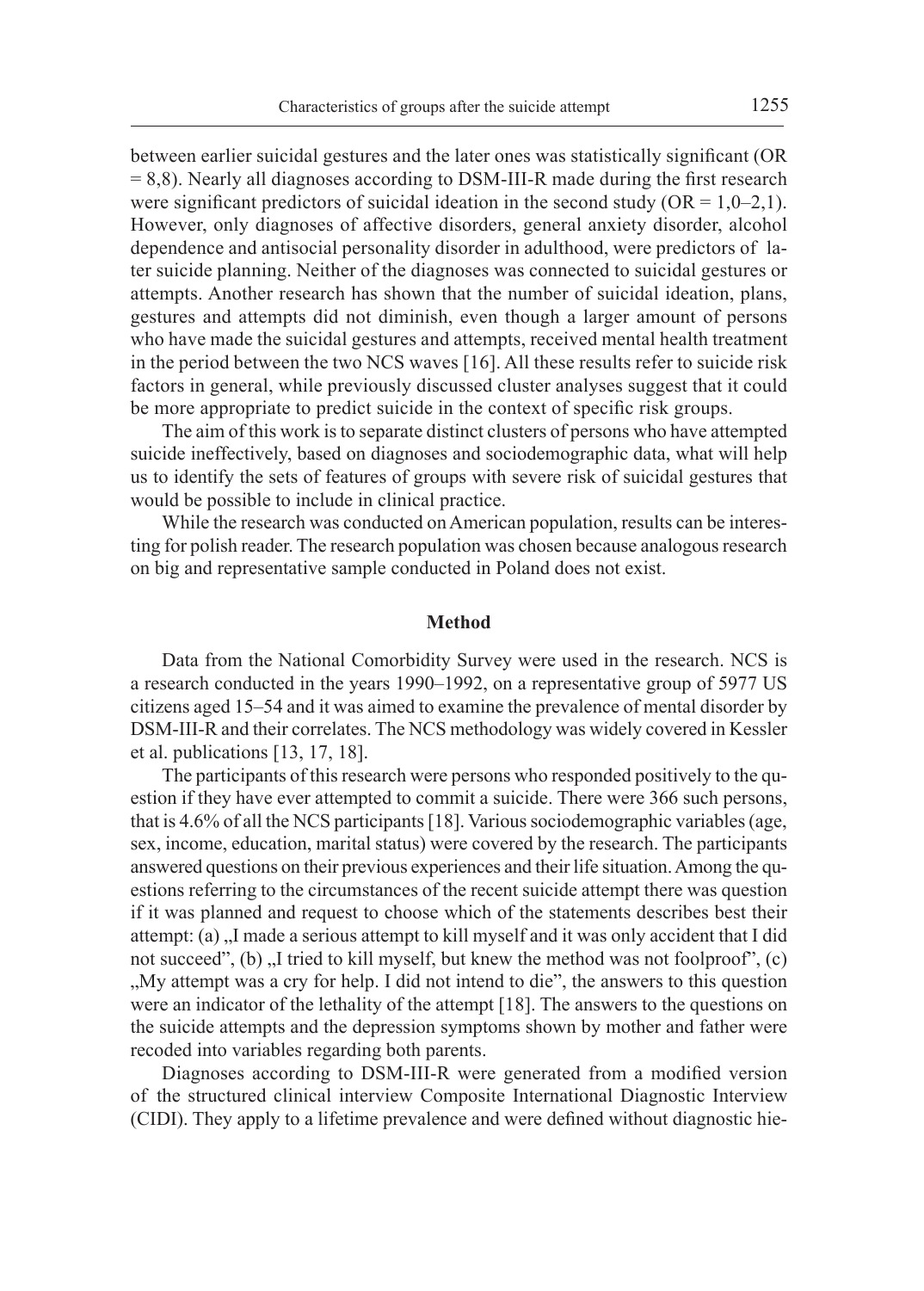between earlier suicidal gestures and the later ones was statistically significant (OR = 8,8). Nearly all diagnoses according to DSM-III-R made during the first research were significant predictors of suicidal ideation in the second study (OR = 1,0–2,1). However, only diagnoses of affective disorders, general anxiety disorder, alcohol dependence and antisocial personality disorder in adulthood, were predictors of later suicide planning. Neither of the diagnoses was connected to suicidal gestures or attempts. Another research has shown that the number of suicidal ideation, plans, gestures and attempts did not diminish, even though a larger amount of persons who have made the suicidal gestures and attempts, received mental health treatment in the period between the two NCS waves [16]. All these results refer to suicide risk factors in general, while previously discussed cluster analyses suggest that it could be more appropriate to predict suicide in the context of specific risk groups.

The aim of this work is to separate distinct clusters of persons who have attempted suicide ineffectively, based on diagnoses and sociodemographic data, what will help us to identify the sets of features of groups with severe risk of suicidal gestures that would be possible to include in clinical practice.

While the research was conducted on American population, results can be interesting for polish reader. The research population was chosen because analogous research on big and representative sample conducted in Poland does not exist.

## Method

Data from the National Comorbidity Survey were used in the research. NCS is a research conducted in the years 1990–1992, on a representative group of 5977 US citizens aged 15–54 and it was aimed to examine the prevalence of mental disorder by DSM-III-R and their correlates. The NCS methodology was widely covered in Kessler et al. publications [13, 17, 18].

The participants of this research were persons who responded positively to the question if they have ever attempted to commit a suicide. There were 366 such persons, that is 4.6% of all the NCS participants [18]. Various sociodemographic variables (age, sex, income, education, marital status) were covered by the research. The participants answered questions on their previous experiences and their life situation. Among the questions referring to the circumstances of the recent suicide attempt there was question if it was planned and request to choose which of the statements describes best their attempt: (a) „I made a serious attempt to kill myself and it was only accident that I did not succeed", (b) „I tried to kill myself, but knew the method was not foolproof", (c) „My attempt was a cry for help. I did not intend to die", the answers to this question were an indicator of the lethality of the attempt [18]. The answers to the questions on the suicide attempts and the depression symptoms shown by mother and father were recoded into variables regarding both parents.

Diagnoses according to DSM-III-R were generated from a modified version of the structured clinical interview Composite International Diagnostic Interview (CIDI). They apply to a lifetime prevalence and were defined without diagnostic hie-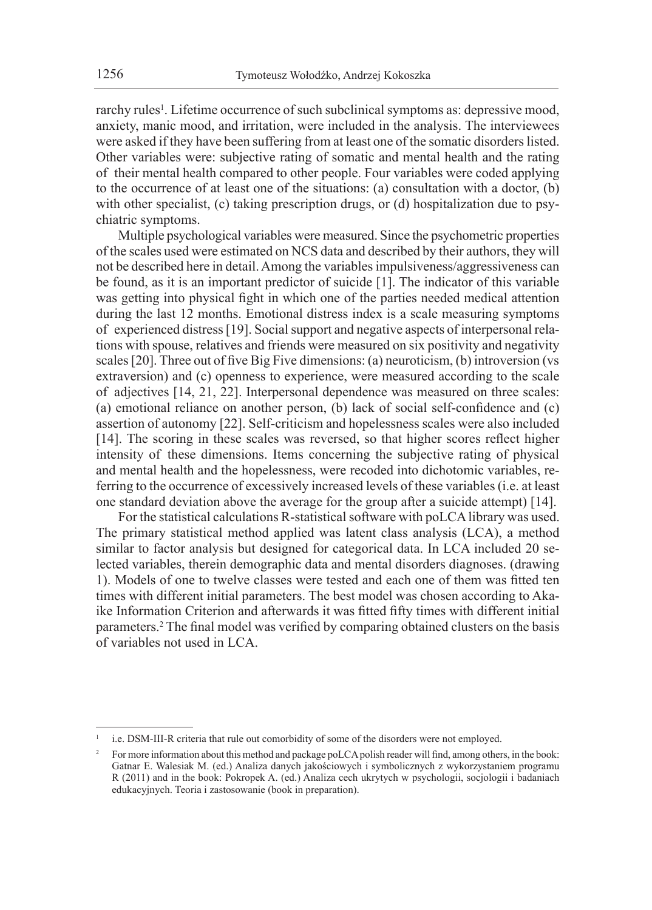rarchy rules[1]. Lifetime occurrence of such subclinical symptoms as: depressive mood, anxiety, manic mood, and irritation, were included in the analysis. The interviewees were asked if they have been suffering from at least one of the somatic disorders listed. Other variables were: subjective rating of somatic and mental health and the rating of their mental health compared to other people. Four variables were coded applying to the occurrence of at least one of the situations: (a) consultation with a doctor, (b) with other specialist, (c) taking prescription drugs, or (d) hospitalization due to psychiatric symptoms.

Multiple psychological variables were measured. Since the psychometric properties of the scales used were estimated on NCS data and described by their authors, they will not be described here in detail. Among the variables impulsiveness/aggressiveness can be found, as it is an important predictor of suicide [1]. The indicator of this variable was getting into physical fight in which one of the parties needed medical attention during the last 12 months. Emotional distress index is a scale measuring symptoms of experienced distress [19]. Social support and negative aspects of interpersonal relations with spouse, relatives and friends were measured on six positivity and negativity scales [20]. Three out of five Big Five dimensions: (a) neuroticism, (b) introversion (vs extraversion) and (c) openness to experience, were measured according to the scale of adjectives [14, 21, 22]. Interpersonal dependence was measured on three scales: (a) emotional reliance on another person, (b) lack of social self-confidence and (c) assertion of autonomy [22]. Self-criticism and hopelessness scales were also included [14]. The scoring in these scales was reversed, so that higher scores reflect higher intensity of these dimensions. Items concerning the subjective rating of physical and mental health and the hopelessness, were recoded into dichotomic variables, referring to the occurrence of excessively increased levels of these variables (i.e. at least one standard deviation above the average for the group after a suicide attempt) [14].

For the statistical calculations R-statistical software with poLCA library was used. The primary statistical method applied was latent class analysis (LCA), a method similar to factor analysis but designed for categorical data. In LCA included 20 selected variables, therein demographic data and mental disorders diagnoses. (drawing 1). Models of one to twelve classes were tested and each one of them was fitted ten times with different initial parameters. The best model was chosen according to Akaike Information Criterion and afterwards it was fitted fifty times with different initial parameters.[2] The final model was verified by comparing obtained clusters on the basis of variables not used in LCA.

---

[1] i.e. DSM-III-R criteria that rule out comorbidity of some of the disorders were not employed.

[2] For more information about this method and package poLCA polish reader will find, among others, in the book: Gatnar E. Walesiak M. (ed.) Analiza danych jakościowych i symbolicznych z wykorzystaniem programu R (2011) and in the book: Pokropek A. (ed.) Analiza cech ukrytych w psychologii, socjologii i badaniach edukacyjnych. Teoria i zastosowanie (book in preparation).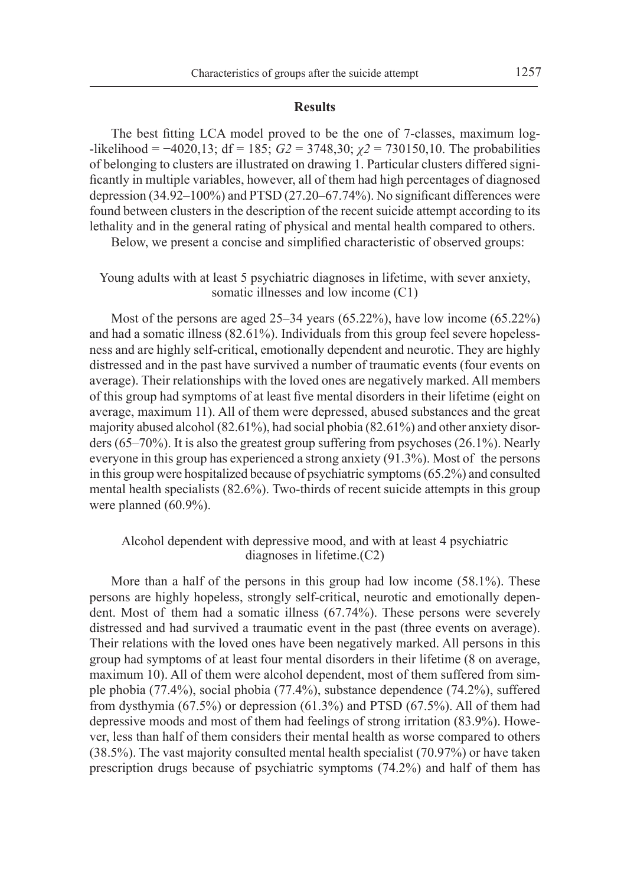## Results

The best fitting LCA model proved to be the one of 7-classes, maximum log-likelihood = −4020,13; df = 185; $G2$ = 3748,30; $\chi 2$ = 730150,10. The probabilities of belonging to clusters are illustrated on drawing 1. Particular clusters differed significantly in multiple variables, however, all of them had high percentages of diagnosed depression (34.92–100%) and PTSD (27.20–67.74%). No significant differences were found between clusters in the description of the recent suicide attempt according to its lethality and in the general rating of physical and mental health compared to others.

Below, we present a concise and simplified characteristic of observed groups:

### Young adults with at least 5 psychiatric diagnoses in lifetime, with sever anxiety, somatic illnesses and low income (C1)

Most of the persons are aged 25–34 years (65.22%), have low income (65.22%) and had a somatic illness (82.61%). Individuals from this group feel severe hopelessness and are highly self-critical, emotionally dependent and neurotic. They are highly distressed and in the past have survived a number of traumatic events (four events on average). Their relationships with the loved ones are negatively marked. All members of this group had symptoms of at least five mental disorders in their lifetime (eight on average, maximum 11). All of them were depressed, abused substances and the great majority abused alcohol (82.61%), had social phobia (82.61%) and other anxiety disorders (65–70%). It is also the greatest group suffering from psychoses (26.1%). Nearly everyone in this group has experienced a strong anxiety (91.3%). Most of the persons in this group were hospitalized because of psychiatric symptoms (65.2%) and consulted mental health specialists (82.6%). Two-thirds of recent suicide attempts in this group were planned (60.9%).

### Alcohol dependent with depressive mood, and with at least 4 psychiatric diagnoses in lifetime.(C2)

More than a half of the persons in this group had low income (58.1%). These persons are highly hopeless, strongly self-critical, neurotic and emotionally dependent. Most of them had a somatic illness (67.74%). These persons were severely distressed and had survived a traumatic event in the past (three events on average). Their relations with the loved ones have been negatively marked. All persons in this group had symptoms of at least four mental disorders in their lifetime (8 on average, maximum 10). All of them were alcohol dependent, most of them suffered from simple phobia (77.4%), social phobia (77.4%), substance dependence (74.2%), suffered from dysthymia (67.5%) or depression (61.3%) and PTSD (67.5%). All of them had depressive moods and most of them had feelings of strong irritation (83.9%). However, less than half of them considers their mental health as worse compared to others (38.5%). The vast majority consulted mental health specialist (70.97%) or have taken prescription drugs because of psychiatric symptoms (74.2%) and half of them has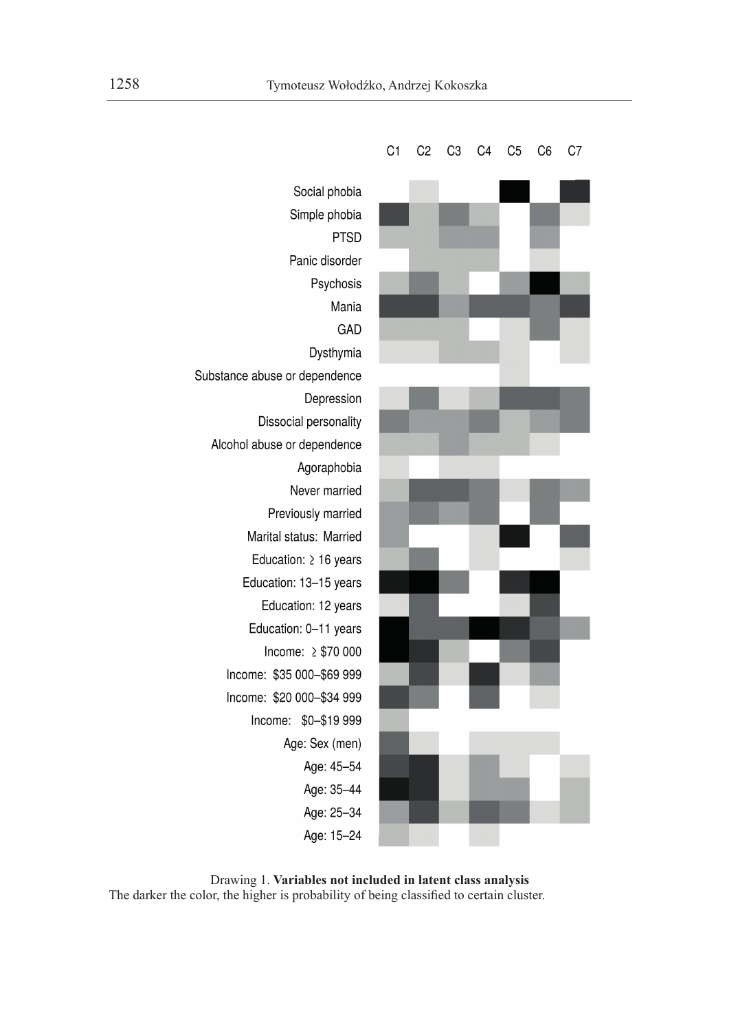Drawing 1. **Variables not included in latent class analysis**

The darker the color, the higher is probability of being classified to certain cluster.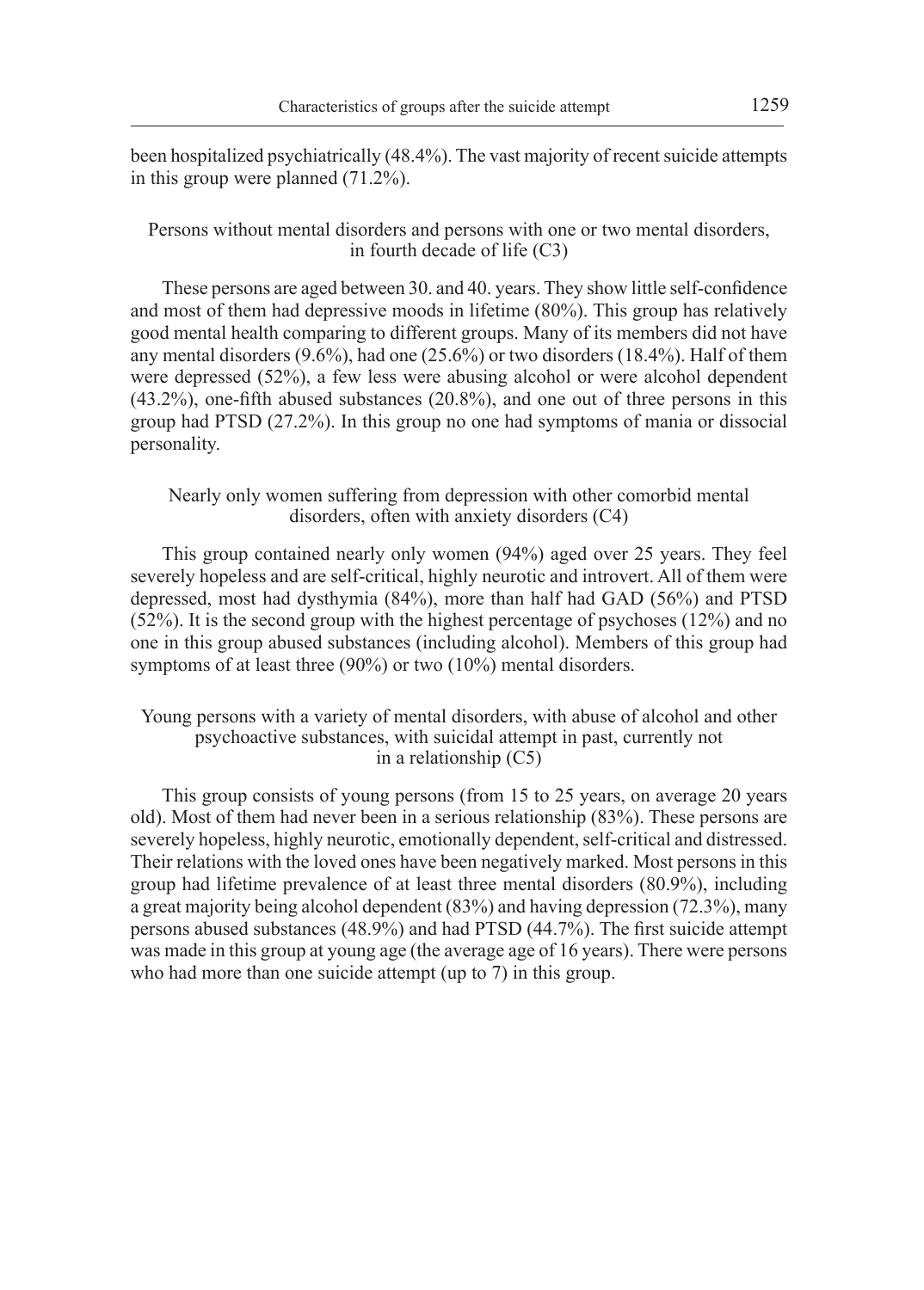been hospitalized psychiatrically (48.4%). The vast majority of recent suicide attempts in this group were planned (71.2%).

### Persons without mental disorders and persons with one or two mental disorders, in fourth decade of life (C3)

These persons are aged between 30. and 40. years. They show little self-confidence and most of them had depressive moods in lifetime (80%). This group has relatively good mental health comparing to different groups. Many of its members did not have any mental disorders (9.6%), had one (25.6%) or two disorders (18.4%). Half of them were depressed (52%), a few less were abusing alcohol or were alcohol dependent (43.2%), one-fifth abused substances (20.8%), and one out of three persons in this group had PTSD (27.2%). In this group no one had symptoms of mania or dissocial personality.

### Nearly only women suffering from depression with other comorbid mental disorders, often with anxiety disorders (C4)

This group contained nearly only women (94%) aged over 25 years. They feel severely hopeless and are self-critical, highly neurotic and introvert. All of them were depressed, most had dysthymia (84%), more than half had GAD (56%) and PTSD (52%). It is the second group with the highest percentage of psychoses (12%) and no one in this group abused substances (including alcohol). Members of this group had symptoms of at least three (90%) or two (10%) mental disorders.

### Young persons with a variety of mental disorders, with abuse of alcohol and other psychoactive substances, with suicidal attempt in past, currently not in a relationship (C5)

This group consists of young persons (from 15 to 25 years, on average 20 years old). Most of them had never been in a serious relationship (83%). These persons are severely hopeless, highly neurotic, emotionally dependent, self-critical and distressed. Their relations with the loved ones have been negatively marked. Most persons in this group had lifetime prevalence of at least three mental disorders (80.9%), including a great majority being alcohol dependent (83%) and having depression (72.3%), many persons abused substances (48.9%) and had PTSD (44.7%). The first suicide attempt was made in this group at young age (the average age of 16 years). There were persons who had more than one suicide attempt (up to 7) in this group.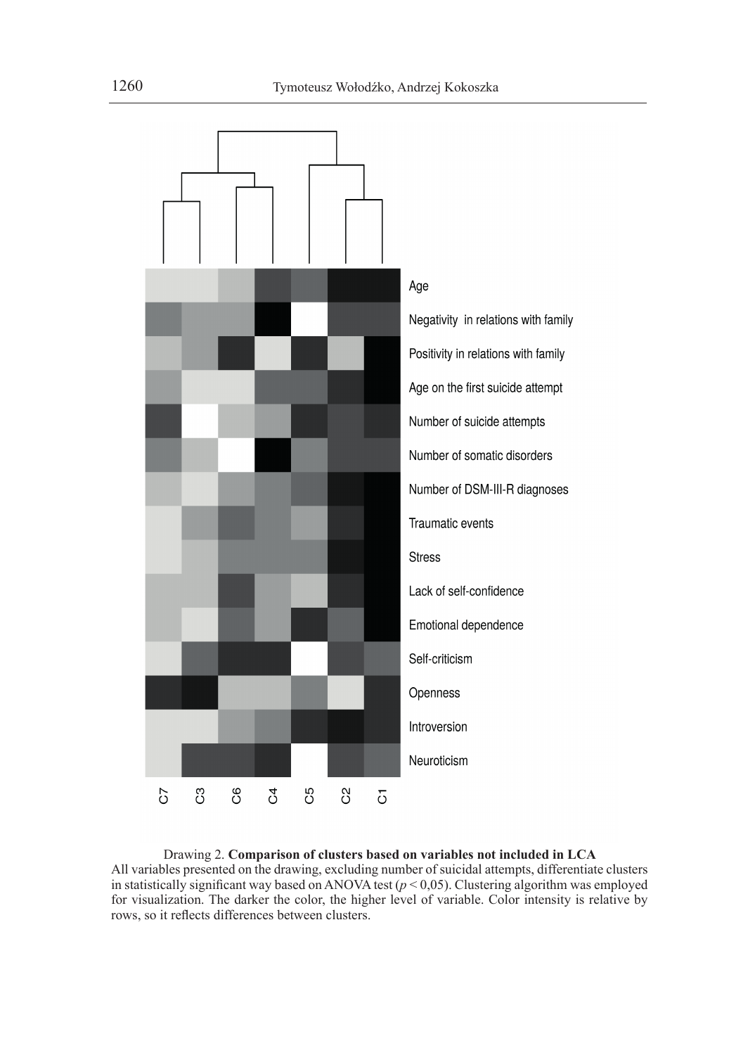Age

Negativity in relations with family

Positivity in relations with family

Age on the first suicide attempt

Number of suicide attempts

Number of somatic disorders

Number of DSM-III-R diagnoses

Traumatic events

Stress

Lack of self-confidence

Emotional dependence

Self-criticism

Openness

Introversion

Neuroticism

C7 C3 C6 C4 C5 C2 C1

Drawing 2. **Comparison of clusters based on variables not included in LCA**
All variables presented on the drawing, excluding number of suicidal attempts, differentiate clusters in statistically significant way based on ANOVA test ($p < 0{,}05$). Clustering algorithm was employed for visualization. The darker the color, the higher level of variable. Color intensity is relative by rows, so it reflects differences between clusters.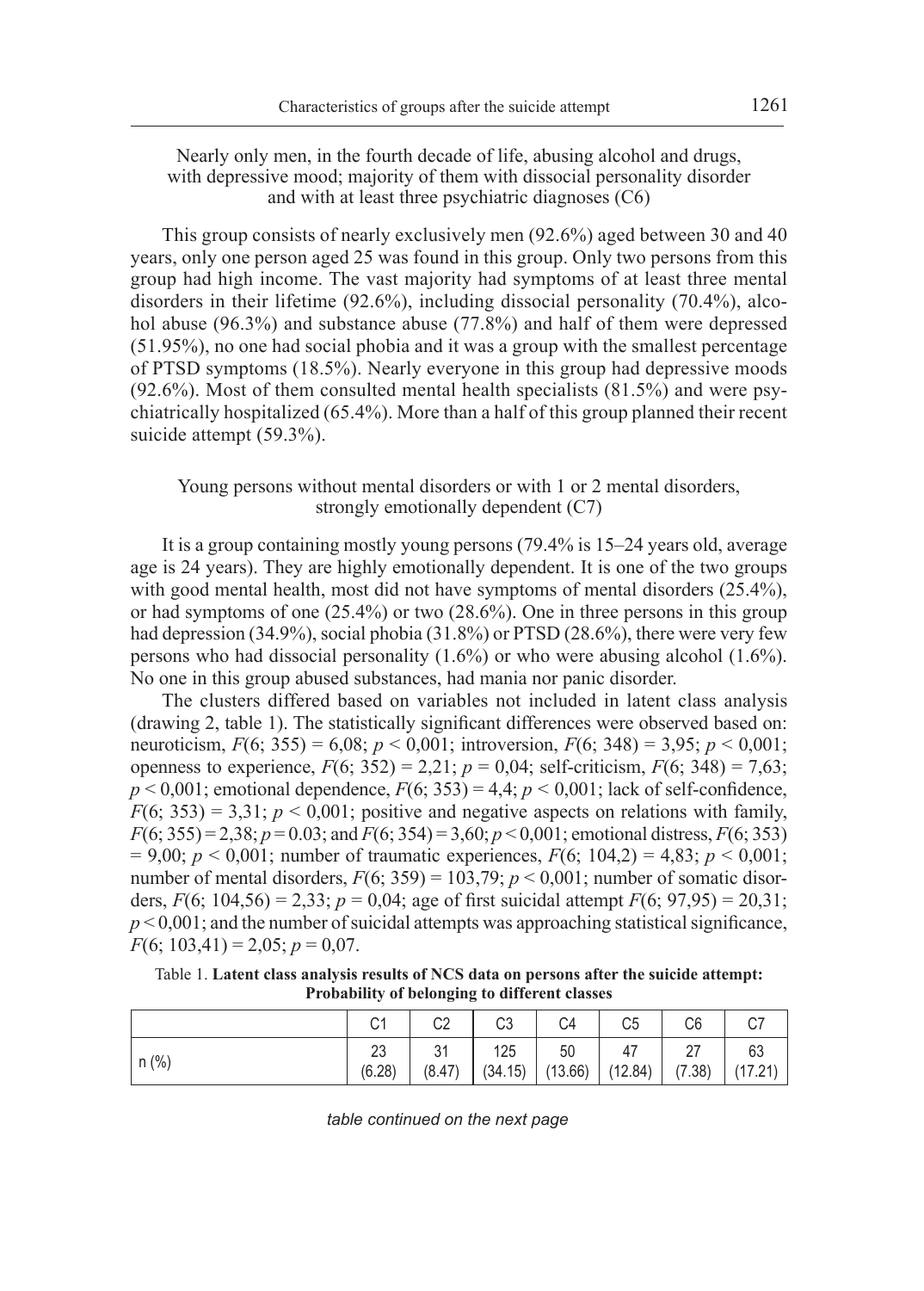### Nearly only men, in the fourth decade of life, abusing alcohol and drugs, with depressive mood; majority of them with dissocial personality disorder and with at least three psychiatric diagnoses (C6)

This group consists of nearly exclusively men (92.6%) aged between 30 and 40 years, only one person aged 25 was found in this group. Only two persons from this group had high income. The vast majority had symptoms of at least three mental disorders in their lifetime (92.6%), including dissocial personality (70.4%), alcohol abuse (96.3%) and substance abuse (77.8%) and half of them were depressed (51.95%), no one had social phobia and it was a group with the smallest percentage of PTSD symptoms (18.5%). Nearly everyone in this group had depressive moods (92.6%). Most of them consulted mental health specialists (81.5%) and were psychiatrically hospitalized (65.4%). More than a half of this group planned their recent suicide attempt (59.3%).

### Young persons without mental disorders or with 1 or 2 mental disorders, strongly emotionally dependent (C7)

It is a group containing mostly young persons (79.4% is 15–24 years old, average age is 24 years). They are highly emotionally dependent. It is one of the two groups with good mental health, most did not have symptoms of mental disorders (25.4%), or had symptoms of one (25.4%) or two (28.6%). One in three persons in this group had depression (34.9%), social phobia (31.8%) or PTSD (28.6%), there were very few persons who had dissocial personality (1.6%) or who were abusing alcohol (1.6%). No one in this group abused substances, had mania nor panic disorder.

The clusters differed based on variables not included in latent class analysis (drawing 2, table 1). The statistically significant differences were observed based on: neuroticism, $F(6; 355) = 6{,}08$; $p < 0{,}001$; introversion, $F(6; 348) = 3{,}95$; $p < 0{,}001$; openness to experience, $F(6; 352) = 2{,}21$; $p = 0{,}04$; self-criticism, $F(6; 348) = 7{,}63$; $p < 0{,}001$; emotional dependence, $F(6; 353) = 4{,}4$; $p < 0{,}001$; lack of self-confidence, $F(6; 353) = 3{,}31$; $p < 0{,}001$; positive and negative aspects on relations with family, $F(6; 355) = 2{,}38$; $p = 0.03$; and $F(6; 354) = 3{,}60$; $p < 0{,}001$; emotional distress, $F(6; 353) = 9{,}00$; $p < 0{,}001$; number of traumatic experiences, $F(6; 104{,}2) = 4{,}83$; $p < 0{,}001$; number of mental disorders, $F(6; 359) = 103{,}79$; $p < 0{,}001$; number of somatic disorders, $F(6; 104{,}56) = 2{,}33$; $p = 0{,}04$; age of first suicidal attempt $F(6; 97{,}95) = 20{,}31$; $p < 0{,}001$; and the number of suicidal attempts was approaching statistical significance, $F(6; 103{,}41) = 2{,}05$; $p = 0{,}07$.

Table 1. **Latent class analysis results of NCS data on persons after the suicide attempt: Probability of belonging to different classes**

| | C1 | C2 | C3 | C4 | C5 | C6 | C7 |
|---|---|---|---|---|---|---|---|
| n (%) | 23 (6.28) | 31 (8.47) | 125 (34.15) | 50 (13.66) | 47 (12.84) | 27 (7.38) | 63 (17.21) |

*table continued on the next page*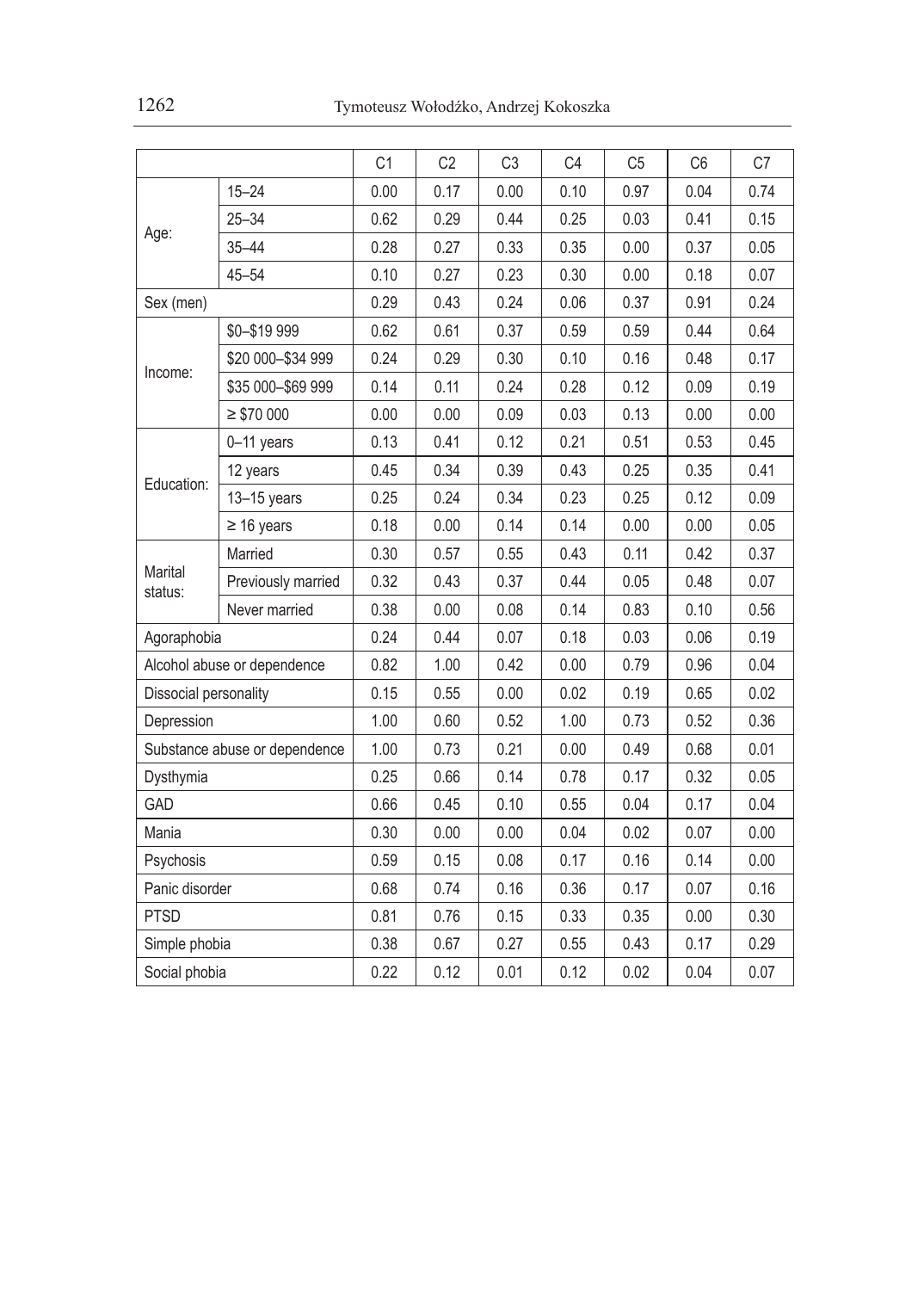| | | C1 | C2 | C3 | C4 | C5 | C6 | C7 |
|---|---|---|---|---|---|---|---|---|
| Age: | 15–24 | 0.00 | 0.17 | 0.00 | 0.10 | 0.97 | 0.04 | 0.74 |
| | 25–34 | 0.62 | 0.29 | 0.44 | 0.25 | 0.03 | 0.41 | 0.15 |
| | 35–44 | 0.28 | 0.27 | 0.33 | 0.35 | 0.00 | 0.37 | 0.05 |
| | 45–54 | 0.10 | 0.27 | 0.23 | 0.30 | 0.00 | 0.18 | 0.07 |
| Sex (men) | | 0.29 | 0.43 | 0.24 | 0.06 | 0.37 | 0.91 | 0.24 |
| Income: | $0–$19 999 | 0.62 | 0.61 | 0.37 | 0.59 | 0.59 | 0.44 | 0.64 |
| | $20 000–$34 999 | 0.24 | 0.29 | 0.30 | 0.10 | 0.16 | 0.48 | 0.17 |
| | $35 000–$69 999 | 0.14 | 0.11 | 0.24 | 0.28 | 0.12 | 0.09 | 0.19 |
| | ≥ $70 000 | 0.00 | 0.00 | 0.09 | 0.03 | 0.13 | 0.00 | 0.00 |
| Education: | 0–11 years | 0.13 | 0.41 | 0.12 | 0.21 | 0.51 | 0.53 | 0.45 |
| | 12 years | 0.45 | 0.34 | 0.39 | 0.43 | 0.25 | 0.35 | 0.41 |
| | 13–15 years | 0.25 | 0.24 | 0.34 | 0.23 | 0.25 | 0.12 | 0.09 |
| | ≥ 16 years | 0.18 | 0.00 | 0.14 | 0.14 | 0.00 | 0.00 | 0.05 |
| Marital status: | Married | 0.30 | 0.57 | 0.55 | 0.43 | 0.11 | 0.42 | 0.37 |
| | Previously married | 0.32 | 0.43 | 0.37 | 0.44 | 0.05 | 0.48 | 0.07 |
| | Never married | 0.38 | 0.00 | 0.08 | 0.14 | 0.83 | 0.10 | 0.56 |
| Agoraphobia | | 0.24 | 0.44 | 0.07 | 0.18 | 0.03 | 0.06 | 0.19 |
| Alcohol abuse or dependence | | 0.82 | 1.00 | 0.42 | 0.00 | 0.79 | 0.96 | 0.04 |
| Dissocial personality | | 0.15 | 0.55 | 0.00 | 0.02 | 0.19 | 0.65 | 0.02 |
| Depression | | 1.00 | 0.60 | 0.52 | 1.00 | 0.73 | 0.52 | 0.36 |
| Substance abuse or dependence | | 1.00 | 0.73 | 0.21 | 0.00 | 0.49 | 0.68 | 0.01 |
| Dysthymia | | 0.25 | 0.66 | 0.14 | 0.78 | 0.17 | 0.32 | 0.05 |
| GAD | | 0.66 | 0.45 | 0.10 | 0.55 | 0.04 | 0.17 | 0.04 |
| Mania | | 0.30 | 0.00 | 0.00 | 0.04 | 0.02 | 0.07 | 0.00 |
| Psychosis | | 0.59 | 0.15 | 0.08 | 0.17 | 0.16 | 0.14 | 0.00 |
| Panic disorder | | 0.68 | 0.74 | 0.16 | 0.36 | 0.17 | 0.07 | 0.16 |
| PTSD | | 0.81 | 0.76 | 0.15 | 0.33 | 0.35 | 0.00 | 0.30 |
| Simple phobia | | 0.38 | 0.67 | 0.27 | 0.55 | 0.43 | 0.17 | 0.29 |
| Social phobia | | 0.22 | 0.12 | 0.01 | 0.12 | 0.02 | 0.04 | 0.07 |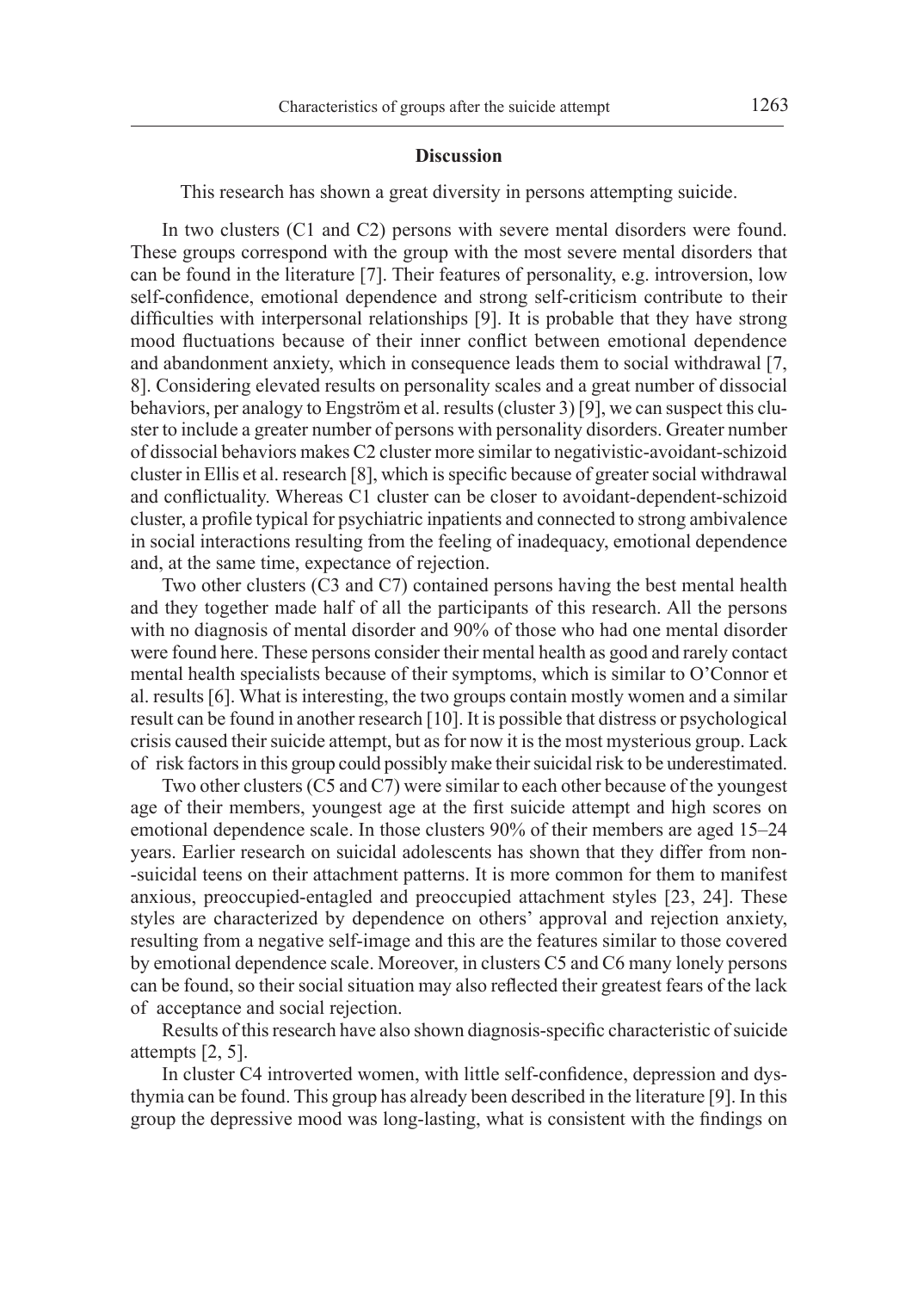## Discussion

This research has shown a great diversity in persons attempting suicide.

In two clusters (C1 and C2) persons with severe mental disorders were found. These groups correspond with the group with the most severe mental disorders that can be found in the literature [7]. Their features of personality, e.g. introversion, low self-confidence, emotional dependence and strong self-criticism contribute to their difficulties with interpersonal relationships [9]. It is probable that they have strong mood fluctuations because of their inner conflict between emotional dependence and abandonment anxiety, which in consequence leads them to social withdrawal [7, 8]. Considering elevated results on personality scales and a great number of dissocial behaviors, per analogy to Engström et al. results (cluster 3) [9], we can suspect this cluster to include a greater number of persons with personality disorders. Greater number of dissocial behaviors makes C2 cluster more similar to negativistic-avoidant-schizoid cluster in Ellis et al. research [8], which is specific because of greater social withdrawal and conflictuality. Whereas C1 cluster can be closer to avoidant-dependent-schizoid cluster, a profile typical for psychiatric inpatients and connected to strong ambivalence in social interactions resulting from the feeling of inadequacy, emotional dependence and, at the same time, expectance of rejection.

Two other clusters (C3 and C7) contained persons having the best mental health and they together made half of all the participants of this research. All the persons with no diagnosis of mental disorder and 90% of those who had one mental disorder were found here. These persons consider their mental health as good and rarely contact mental health specialists because of their symptoms, which is similar to O'Connor et al. results [6]. What is interesting, the two groups contain mostly women and a similar result can be found in another research [10]. It is possible that distress or psychological crisis caused their suicide attempt, but as for now it is the most mysterious group. Lack of risk factors in this group could possibly make their suicidal risk to be underestimated.

Two other clusters (C5 and C7) were similar to each other because of the youngest age of their members, youngest age at the first suicide attempt and high scores on emotional dependence scale. In those clusters 90% of their members are aged 15–24 years. Earlier research on suicidal adolescents has shown that they differ from non-suicidal teens on their attachment patterns. It is more common for them to manifest anxious, preoccupied-entagled and preoccupied attachment styles [23, 24]. These styles are characterized by dependence on others' approval and rejection anxiety, resulting from a negative self-image and this are the features similar to those covered by emotional dependence scale. Moreover, in clusters C5 and C6 many lonely persons can be found, so their social situation may also reflected their greatest fears of the lack of acceptance and social rejection.

Results of this research have also shown diagnosis-specific characteristic of suicide attempts [2, 5].

In cluster C4 introverted women, with little self-confidence, depression and dysthymia can be found. This group has already been described in the literature [9]. In this group the depressive mood was long-lasting, what is consistent with the findings on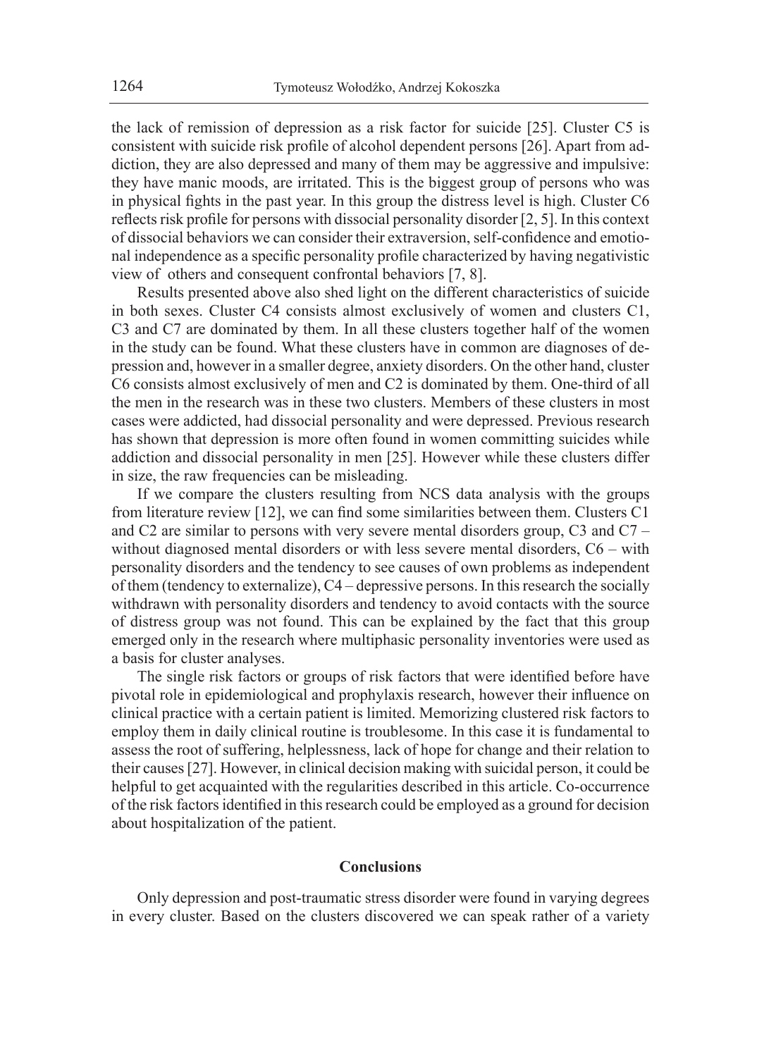the lack of remission of depression as a risk factor for suicide [25]. Cluster C5 is consistent with suicide risk profile of alcohol dependent persons [26]. Apart from addiction, they are also depressed and many of them may be aggressive and impulsive: they have manic moods, are irritated. This is the biggest group of persons who was in physical fights in the past year. In this group the distress level is high. Cluster C6 reflects risk profile for persons with dissocial personality disorder [2, 5]. In this context of dissocial behaviors we can consider their extraversion, self-confidence and emotional independence as a specific personality profile characterized by having negativistic view of others and consequent confrontal behaviors [7, 8].

Results presented above also shed light on the different characteristics of suicide in both sexes. Cluster C4 consists almost exclusively of women and clusters C1, C3 and C7 are dominated by them. In all these clusters together half of the women in the study can be found. What these clusters have in common are diagnoses of depression and, however in a smaller degree, anxiety disorders. On the other hand, cluster C6 consists almost exclusively of men and C2 is dominated by them. One-third of all the men in the research was in these two clusters. Members of these clusters in most cases were addicted, had dissocial personality and were depressed. Previous research has shown that depression is more often found in women committing suicides while addiction and dissocial personality in men [25]. However while these clusters differ in size, the raw frequencies can be misleading.

If we compare the clusters resulting from NCS data analysis with the groups from literature review [12], we can find some similarities between them. Clusters C1 and C2 are similar to persons with very severe mental disorders group, C3 and C7 – without diagnosed mental disorders or with less severe mental disorders, C6 – with personality disorders and the tendency to see causes of own problems as independent of them (tendency to externalize), C4 – depressive persons. In this research the socially withdrawn with personality disorders and tendency to avoid contacts with the source of distress group was not found. This can be explained by the fact that this group emerged only in the research where multiphasic personality inventories were used as a basis for cluster analyses.

The single risk factors or groups of risk factors that were identified before have pivotal role in epidemiological and prophylaxis research, however their influence on clinical practice with a certain patient is limited. Memorizing clustered risk factors to employ them in daily clinical routine is troublesome. In this case it is fundamental to assess the root of suffering, helplessness, lack of hope for change and their relation to their causes [27]. However, in clinical decision making with suicidal person, it could be helpful to get acquainted with the regularities described in this article. Co-occurrence of the risk factors identified in this research could be employed as a ground for decision about hospitalization of the patient.

## Conclusions

Only depression and post-traumatic stress disorder were found in varying degrees in every cluster. Based on the clusters discovered we can speak rather of a variety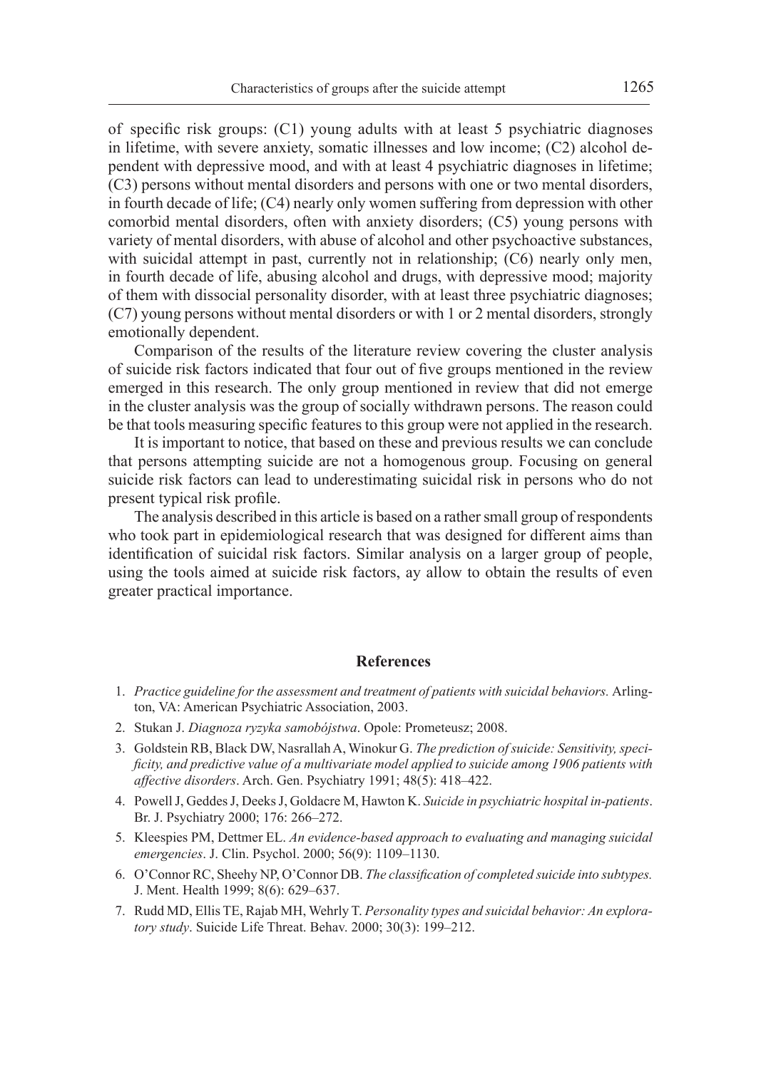of specific risk groups: (C1) young adults with at least 5 psychiatric diagnoses in lifetime, with severe anxiety, somatic illnesses and low income; (C2) alcohol dependent with depressive mood, and with at least 4 psychiatric diagnoses in lifetime; (C3) persons without mental disorders and persons with one or two mental disorders, in fourth decade of life; (C4) nearly only women suffering from depression with other comorbid mental disorders, often with anxiety disorders; (C5) young persons with variety of mental disorders, with abuse of alcohol and other psychoactive substances, with suicidal attempt in past, currently not in relationship; (C6) nearly only men, in fourth decade of life, abusing alcohol and drugs, with depressive mood; majority of them with dissocial personality disorder, with at least three psychiatric diagnoses; (C7) young persons without mental disorders or with 1 or 2 mental disorders, strongly emotionally dependent.

Comparison of the results of the literature review covering the cluster analysis of suicide risk factors indicated that four out of five groups mentioned in the review emerged in this research. The only group mentioned in review that did not emerge in the cluster analysis was the group of socially withdrawn persons. The reason could be that tools measuring specific features to this group were not applied in the research.

It is important to notice, that based on these and previous results we can conclude that persons attempting suicide are not a homogenous group. Focusing on general suicide risk factors can lead to underestimating suicidal risk in persons who do not present typical risk profile.

The analysis described in this article is based on a rather small group of respondents who took part in epidemiological research that was designed for different aims than identification of suicidal risk factors. Similar analysis on a larger group of people, using the tools aimed at suicide risk factors, ay allow to obtain the results of even greater practical importance.

## References

1. *Practice guideline for the assessment and treatment of patients with suicidal behaviors.* Arlington, VA: American Psychiatric Association, 2003.
2. Stukan J. *Diagnoza ryzyka samobójstwa*. Opole: Prometeusz; 2008.
3. Goldstein RB, Black DW, Nasrallah A, Winokur G. *The prediction of suicide: Sensitivity, specificity, and predictive value of a multivariate model applied to suicide among 1906 patients with affective disorders*. Arch. Gen. Psychiatry 1991; 48(5): 418–422.
4. Powell J, Geddes J, Deeks J, Goldacre M, Hawton K. *Suicide in psychiatric hospital in-patients*. Br. J. Psychiatry 2000; 176: 266–272.
5. Kleespies PM, Dettmer EL. *An evidence-based approach to evaluating and managing suicidal emergencies*. J. Clin. Psychol. 2000; 56(9): 1109–1130.
6. O'Connor RC, Sheehy NP, O'Connor DB. *The classification of completed suicide into subtypes.* J. Ment. Health 1999; 8(6): 629–637.
7. Rudd MD, Ellis TE, Rajab MH, Wehrly T. *Personality types and suicidal behavior: An exploratory study*. Suicide Life Threat. Behav. 2000; 30(3): 199–212.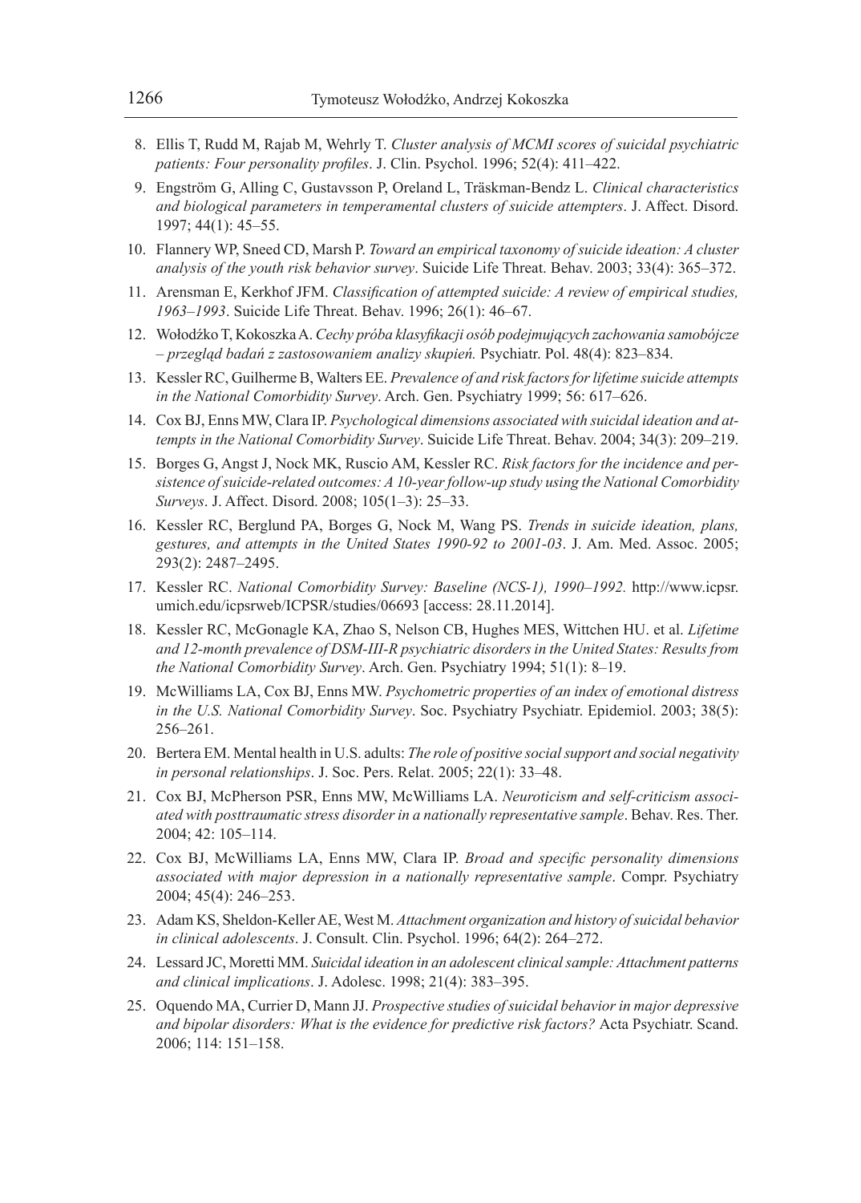8. Ellis T, Rudd M, Rajab M, Wehrly T. *Cluster analysis of MCMI scores of suicidal psychiatric patients: Four personality profiles*. J. Clin. Psychol. 1996; 52(4): 411–422.
9. Engström G, Alling C, Gustavsson P, Oreland L, Träskman-Bendz L. *Clinical characteristics and biological parameters in temperamental clusters of suicide attempters*. J. Affect. Disord. 1997; 44(1): 45–55.
10. Flannery WP, Sneed CD, Marsh P. *Toward an empirical taxonomy of suicide ideation: A cluster analysis of the youth risk behavior survey*. Suicide Life Threat. Behav. 2003; 33(4): 365–372.
11. Arensman E, Kerkhof JFM. *Classification of attempted suicide: A review of empirical studies, 1963–1993*. Suicide Life Threat. Behav. 1996; 26(1): 46–67.
12. Wołodźko T, Kokoszka A. *Cechy próba klasyfikacji osób podejmujących zachowania samobójcze – przegląd badań z zastosowaniem analizy skupień.* Psychiatr. Pol. 48(4): 823–834.
13. Kessler RC, Guilherme B, Walters EE. *Prevalence of and risk factors for lifetime suicide attempts in the National Comorbidity Survey*. Arch. Gen. Psychiatry 1999; 56: 617–626.
14. Cox BJ, Enns MW, Clara IP. *Psychological dimensions associated with suicidal ideation and attempts in the National Comorbidity Survey*. Suicide Life Threat. Behav. 2004; 34(3): 209–219.
15. Borges G, Angst J, Nock MK, Ruscio AM, Kessler RC. *Risk factors for the incidence and persistence of suicide-related outcomes: A 10-year follow-up study using the National Comorbidity Surveys*. J. Affect. Disord. 2008; 105(1–3): 25–33.
16. Kessler RC, Berglund PA, Borges G, Nock M, Wang PS. *Trends in suicide ideation, plans, gestures, and attempts in the United States 1990-92 to 2001-03*. J. Am. Med. Assoc. 2005; 293(2): 2487–2495.
17. Kessler RC. *National Comorbidity Survey: Baseline (NCS-1), 1990–1992.* http://www.icpsr.umich.edu/icpsrweb/ICPSR/studies/06693 [access: 28.11.2014].
18. Kessler RC, McGonagle KA, Zhao S, Nelson CB, Hughes MES, Wittchen HU. et al. *Lifetime and 12-month prevalence of DSM-III-R psychiatric disorders in the United States: Results from the National Comorbidity Survey*. Arch. Gen. Psychiatry 1994; 51(1): 8–19.
19. McWilliams LA, Cox BJ, Enns MW. *Psychometric properties of an index of emotional distress in the U.S. National Comorbidity Survey*. Soc. Psychiatry Psychiatr. Epidemiol. 2003; 38(5): 256–261.
20. Bertera EM. Mental health in U.S. adults: *The role of positive social support and social negativity in personal relationships*. J. Soc. Pers. Relat. 2005; 22(1): 33–48.
21. Cox BJ, McPherson PSR, Enns MW, McWilliams LA. *Neuroticism and self-criticism associated with posttraumatic stress disorder in a nationally representative sample*. Behav. Res. Ther. 2004; 42: 105–114.
22. Cox BJ, McWilliams LA, Enns MW, Clara IP. *Broad and specific personality dimensions associated with major depression in a nationally representative sample*. Compr. Psychiatry 2004; 45(4): 246–253.
23. Adam KS, Sheldon-Keller AE, West M. *Attachment organization and history of suicidal behavior in clinical adolescents*. J. Consult. Clin. Psychol. 1996; 64(2): 264–272.
24. Lessard JC, Moretti MM. *Suicidal ideation in an adolescent clinical sample: Attachment patterns and clinical implications*. J. Adolesc. 1998; 21(4): 383–395.
25. Oquendo MA, Currier D, Mann JJ. *Prospective studies of suicidal behavior in major depressive and bipolar disorders: What is the evidence for predictive risk factors?* Acta Psychiatr. Scand. 2006; 114: 151–158.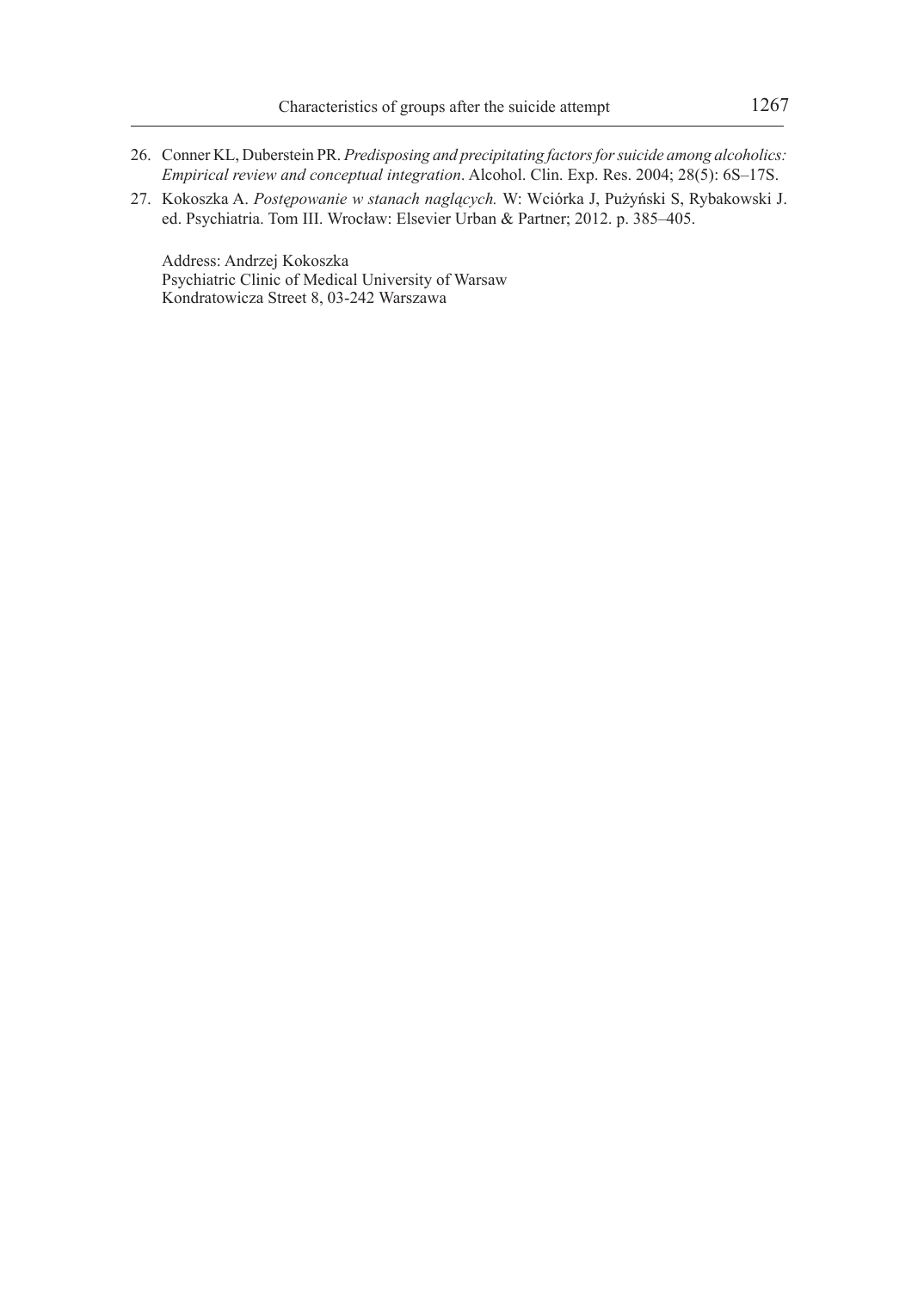26. Conner KL, Duberstein PR. *Predisposing and precipitating factors for suicide among alcoholics: Empirical review and conceptual integration*. Alcohol. Clin. Exp. Res. 2004; 28(5): 6S–17S.
27. Kokoszka A. *Postępowanie w stanach naglących.* W: Wciórka J, Pużyński S, Rybakowski J. ed. Psychiatria. Tom III. Wrocław: Elsevier Urban & Partner; 2012. p. 385–405.

Address: Andrzej Kokoszka
Psychiatric Clinic of Medical University of Warsaw
Kondratowicza Street 8, 03-242 Warszawa